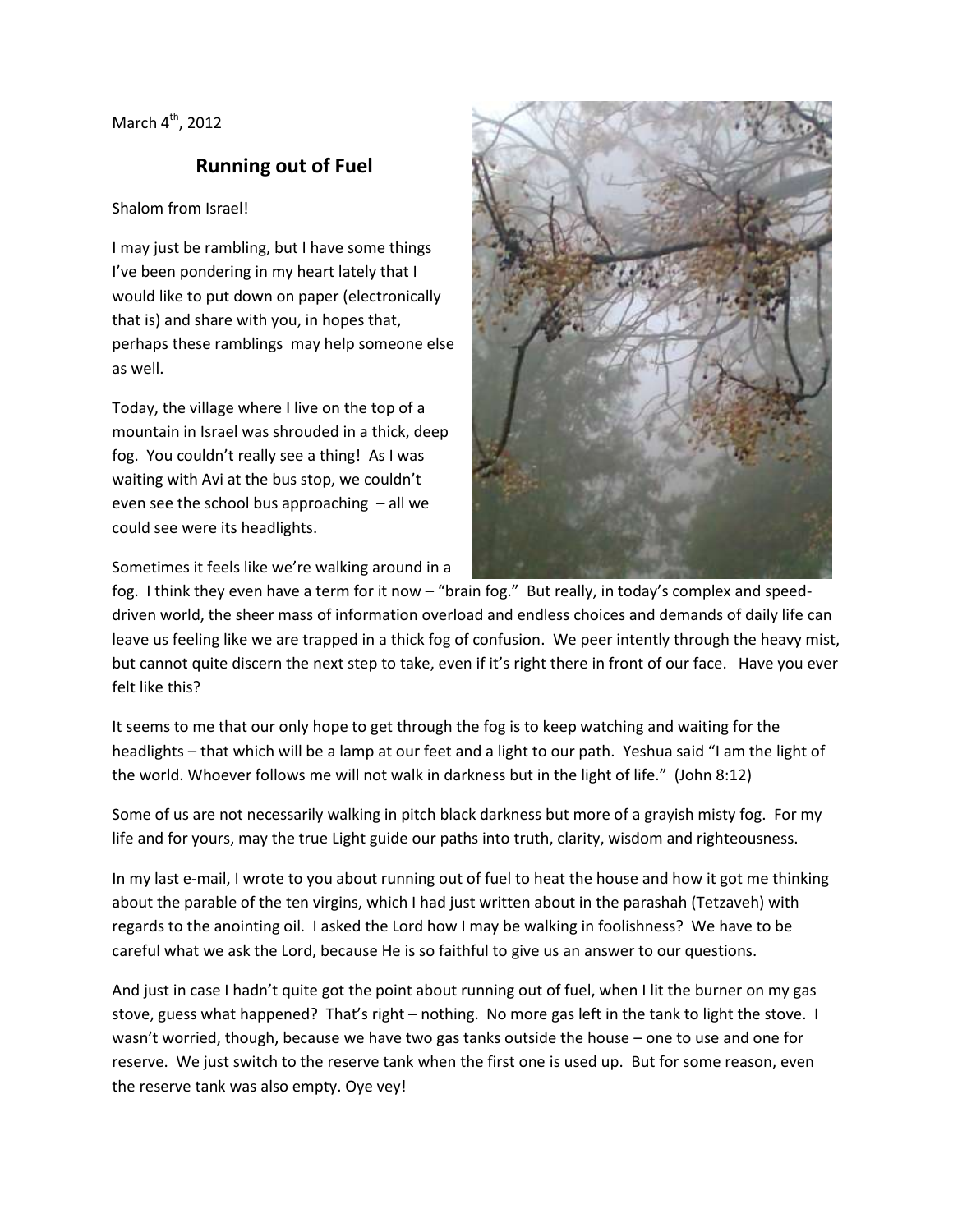March 4th, 2012

# Running out of Fuel

Shalom from Israel!

I may just be rambling, but I have some things I've been pondering in my heart lately that I would like to put down on paper (electronically that is) and share with you, in hopes that, perhaps these ramblings may help someone else as well.

Today, the village where I live on the top of a mountain in Israel was shrouded in a thick, deep fog. You couldn't really see a thing! As I was waiting with Avi at the bus stop, we couldn't even see the school bus approaching – all we could see were its headlights.

Sometimes it feels like we're walking around in a fog. I think they even have a term for it now – "brain fog." But really, in today's complex and speed-driven world, the sheer mass of information overload and endless choices and demands of daily life can leave us feeling like we are trapped in a thick fog of confusion. We peer intently through the heavy mist, but cannot quite discern the next step to take, even if it's right there in front of our face. Have you ever felt like this?

It seems to me that our only hope to get through the fog is to keep watching and waiting for the headlights – that which will be a lamp at our feet and a light to our path. Yeshua said "I am the light of the world. Whoever follows me will not walk in darkness but in the light of life." (John 8:12)

Some of us are not necessarily walking in pitch black darkness but more of a grayish misty fog. For my life and for yours, may the true Light guide our paths into truth, clarity, wisdom and righteousness.

In my last e-mail, I wrote to you about running out of fuel to heat the house and how it got me thinking about the parable of the ten virgins, which I had just written about in the parashah (Tetzaveh) with regards to the anointing oil. I asked the Lord how I may be walking in foolishness? We have to be careful what we ask the Lord, because He is so faithful to give us an answer to our questions.

And just in case I hadn't quite got the point about running out of fuel, when I lit the burner on my gas stove, guess what happened? That's right – nothing. No more gas left in the tank to light the stove. I wasn't worried, though, because we have two gas tanks outside the house – one to use and one for reserve. We just switch to the reserve tank when the first one is used up. But for some reason, even the reserve tank was also empty. Oye vey!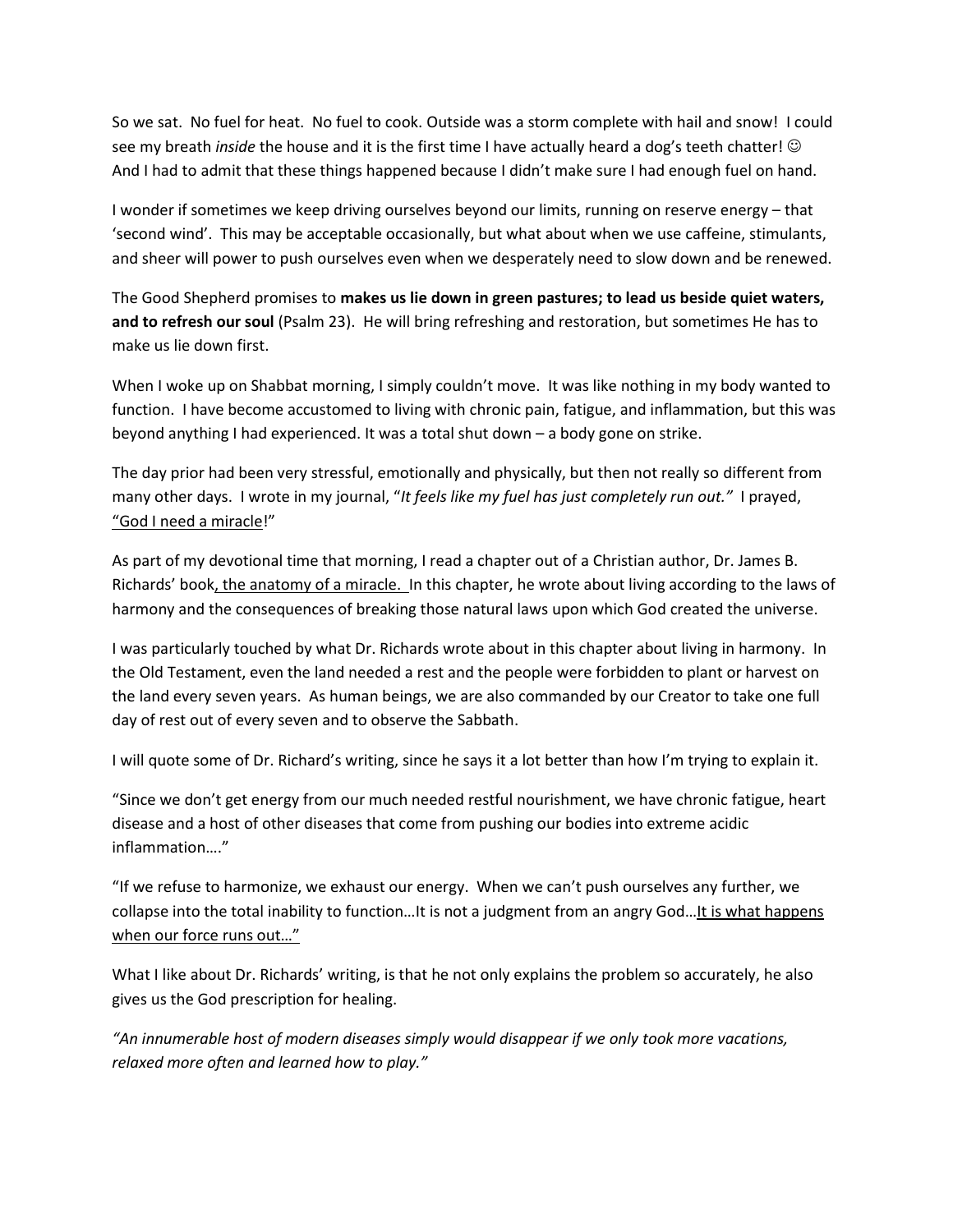So we sat. No fuel for heat. No fuel to cook. Outside was a storm complete with hail and snow! I could see my breath *inside* the house and it is the first time I have actually heard a dog's teeth chatter! ☺ And I had to admit that these things happened because I didn't make sure I had enough fuel on hand.

I wonder if sometimes we keep driving ourselves beyond our limits, running on reserve energy – that 'second wind'. This may be acceptable occasionally, but what about when we use caffeine, stimulants, and sheer will power to push ourselves even when we desperately need to slow down and be renewed.

The Good Shepherd promises to **makes us lie down in green pastures; to lead us beside quiet waters, and to refresh our soul** (Psalm 23). He will bring refreshing and restoration, but sometimes He has to make us lie down first.

When I woke up on Shabbat morning, I simply couldn't move. It was like nothing in my body wanted to function. I have become accustomed to living with chronic pain, fatigue, and inflammation, but this was beyond anything I had experienced. It was a total shut down – a body gone on strike.

The day prior had been very stressful, emotionally and physically, but then not really so different from many other days. I wrote in my journal, "*It feels like my fuel has just completely run out.*" I prayed, <u>"God I need a miracle</u>!"

As part of my devotional time that morning, I read a chapter out of a Christian author, Dr. James B. Richards' book<u>, the anatomy of a miracle.</u> In this chapter, he wrote about living according to the laws of harmony and the consequences of breaking those natural laws upon which God created the universe.

I was particularly touched by what Dr. Richards wrote about in this chapter about living in harmony. In the Old Testament, even the land needed a rest and the people were forbidden to plant or harvest on the land every seven years. As human beings, we are also commanded by our Creator to take one full day of rest out of every seven and to observe the Sabbath.

I will quote some of Dr. Richard's writing, since he says it a lot better than how I'm trying to explain it.

"Since we don't get energy from our much needed restful nourishment, we have chronic fatigue, heart disease and a host of other diseases that come from pushing our bodies into extreme acidic inflammation…."

"If we refuse to harmonize, we exhaust our energy. When we can't push ourselves any further, we collapse into the total inability to function…It is not a judgment from an angry God…<u>It is what happens when our force runs out…"</u>

What I like about Dr. Richards' writing, is that he not only explains the problem so accurately, he also gives us the God prescription for healing.

*"An innumerable host of modern diseases simply would disappear if we only took more vacations, relaxed more often and learned how to play."*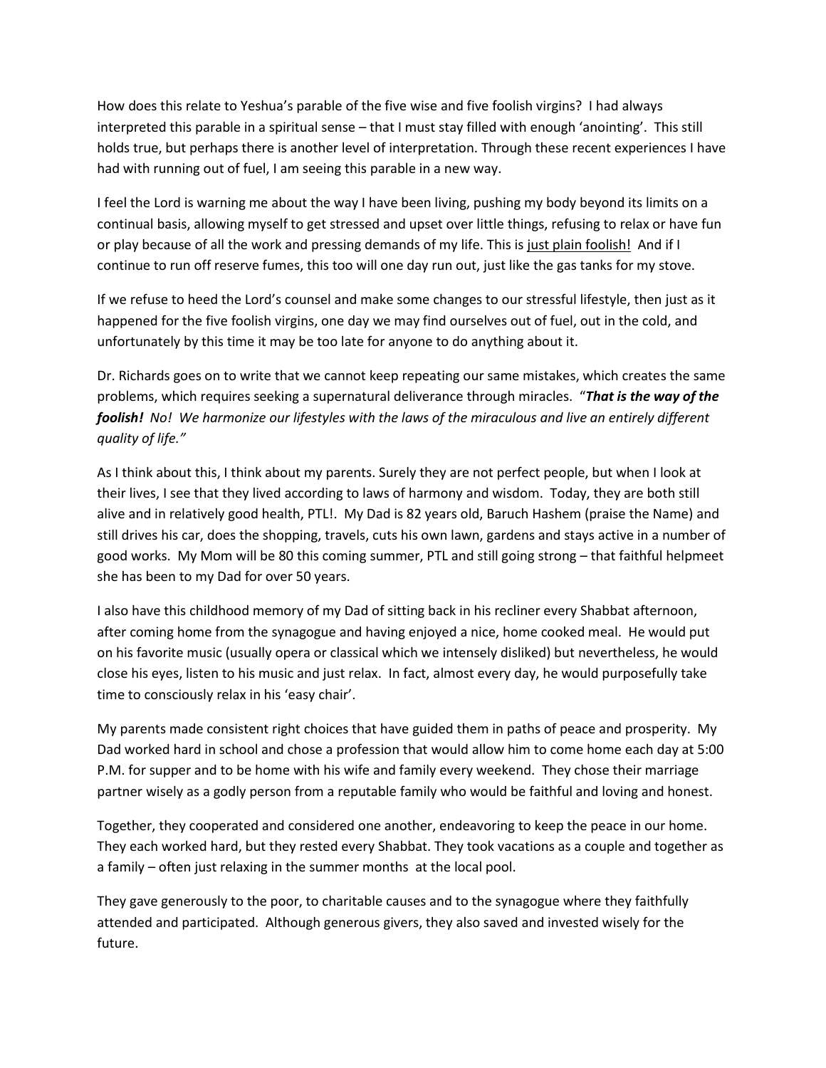How does this relate to Yeshua's parable of the five wise and five foolish virgins? I had always interpreted this parable in a spiritual sense – that I must stay filled with enough 'anointing'. This still holds true, but perhaps there is another level of interpretation. Through these recent experiences I have had with running out of fuel, I am seeing this parable in a new way.

I feel the Lord is warning me about the way I have been living, pushing my body beyond its limits on a continual basis, allowing myself to get stressed and upset over little things, refusing to relax or have fun or play because of all the work and pressing demands of my life. This is <u>just plain foolish!</u> And if I continue to run off reserve fumes, this too will one day run out, just like the gas tanks for my stove.

If we refuse to heed the Lord's counsel and make some changes to our stressful lifestyle, then just as it happened for the five foolish virgins, one day we may find ourselves out of fuel, out in the cold, and unfortunately by this time it may be too late for anyone to do anything about it.

Dr. Richards goes on to write that we cannot keep repeating our same mistakes, which creates the same problems, which requires seeking a supernatural deliverance through miracles. "***That is the way of the foolish!*** *No! We harmonize our lifestyles with the laws of the miraculous and live an entirely different quality of life."*

As I think about this, I think about my parents. Surely they are not perfect people, but when I look at their lives, I see that they lived according to laws of harmony and wisdom. Today, they are both still alive and in relatively good health, PTL!. My Dad is 82 years old, Baruch Hashem (praise the Name) and still drives his car, does the shopping, travels, cuts his own lawn, gardens and stays active in a number of good works. My Mom will be 80 this coming summer, PTL and still going strong – that faithful helpmeet she has been to my Dad for over 50 years.

I also have this childhood memory of my Dad of sitting back in his recliner every Shabbat afternoon, after coming home from the synagogue and having enjoyed a nice, home cooked meal. He would put on his favorite music (usually opera or classical which we intensely disliked) but nevertheless, he would close his eyes, listen to his music and just relax. In fact, almost every day, he would purposefully take time to consciously relax in his 'easy chair'.

My parents made consistent right choices that have guided them in paths of peace and prosperity. My Dad worked hard in school and chose a profession that would allow him to come home each day at 5:00 P.M. for supper and to be home with his wife and family every weekend. They chose their marriage partner wisely as a godly person from a reputable family who would be faithful and loving and honest.

Together, they cooperated and considered one another, endeavoring to keep the peace in our home. They each worked hard, but they rested every Shabbat. They took vacations as a couple and together as a family – often just relaxing in the summer months at the local pool.

They gave generously to the poor, to charitable causes and to the synagogue where they faithfully attended and participated. Although generous givers, they also saved and invested wisely for the future.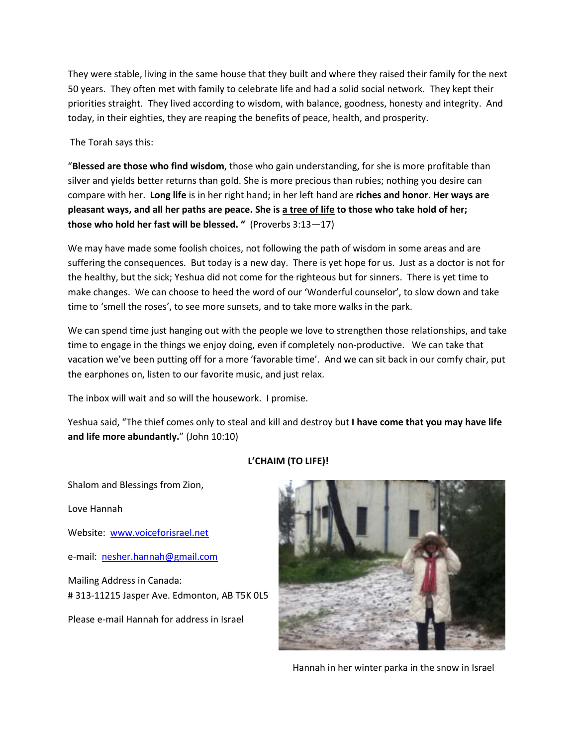They were stable, living in the same house that they built and where they raised their family for the next 50 years. They often met with family to celebrate life and had a solid social network. They kept their priorities straight. They lived according to wisdom, with balance, goodness, honesty and integrity. And today, in their eighties, they are reaping the benefits of peace, health, and prosperity.

The Torah says this:

"**Blessed are those who find wisdom**, those who gain understanding, for she is more profitable than silver and yields better returns than gold. She is more precious than rubies; nothing you desire can compare with her. **Long life** is in her right hand; in her left hand are **riches and honor**. **Her ways are pleasant ways, and all her paths are peace. She is <u>a tree of life</u> to those who take hold of her; those who hold her fast will be blessed. "** (Proverbs 3:13—17)

We may have made some foolish choices, not following the path of wisdom in some areas and are suffering the consequences. But today is a new day. There is yet hope for us. Just as a doctor is not for the healthy, but the sick; Yeshua did not come for the righteous but for sinners. There is yet time to make changes. We can choose to heed the word of our 'Wonderful counselor', to slow down and take time to 'smell the roses', to see more sunsets, and to take more walks in the park.

We can spend time just hanging out with the people we love to strengthen those relationships, and take time to engage in the things we enjoy doing, even if completely non-productive. We can take that vacation we've been putting off for a more 'favorable time'. And we can sit back in our comfy chair, put the earphones on, listen to our favorite music, and just relax.

The inbox will wait and so will the housework. I promise.

Yeshua said, "The thief comes only to steal and kill and destroy but **I have come that you may have life and life more abundantly.**" (John 10:10)

**L'CHAIM (TO LIFE)!**

Shalom and Blessings from Zion,

Love Hannah

Website: [www.voiceforisrael.net](http://www.voiceforisrael.net)

e-mail: [nesher.hannah@gmail.com](mailto:nesher.hannah@gmail.com)

Mailing Address in Canada:
# 313-11215 Jasper Ave. Edmonton, AB T5K 0L5

Please e-mail Hannah for address in Israel

Hannah in her winter parka in the snow in Israel